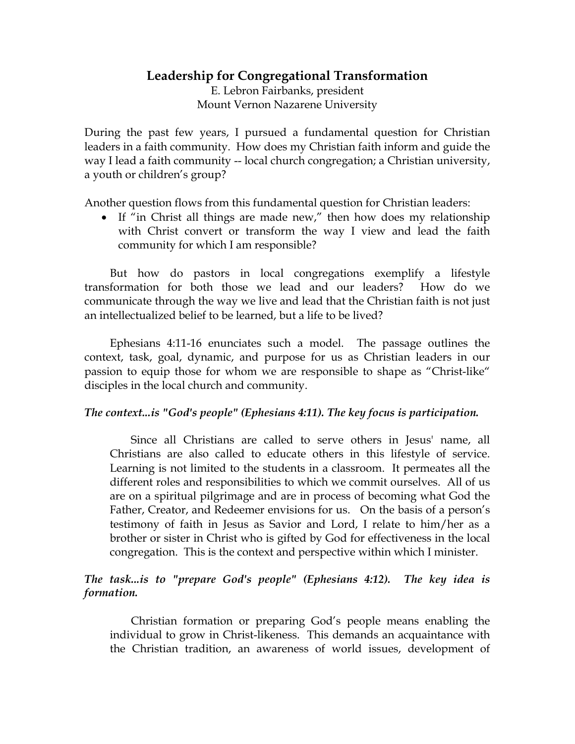# Leadership for Congregational Transformation

E. Lebron Fairbanks, president
Mount Vernon Nazarene University

During the past few years, I pursued a fundamental question for Christian leaders in a faith community. How does my Christian faith inform and guide the way I lead a faith community -- local church congregation; a Christian university, a youth or children's group?

Another question flows from this fundamental question for Christian leaders:

- If "in Christ all things are made new," then how does my relationship with Christ convert or transform the way I view and lead the faith community for which I am responsible?

But how do pastors in local congregations exemplify a lifestyle transformation for both those we lead and our leaders? How do we communicate through the way we live and lead that the Christian faith is not just an intellectualized belief to be learned, but a life to be lived?

Ephesians 4:11-16 enunciates such a model. The passage outlines the context, task, goal, dynamic, and purpose for us as Christian leaders in our passion to equip those for whom we are responsible to shape as "Christ-like" disciples in the local church and community.

***The context...is "God's people" (Ephesians 4:11). The key focus is participation.***

> Since all Christians are called to serve others in Jesus' name, all Christians are also called to educate others in this lifestyle of service. Learning is not limited to the students in a classroom. It permeates all the different roles and responsibilities to which we commit ourselves. All of us are on a spiritual pilgrimage and are in process of becoming what God the Father, Creator, and Redeemer envisions for us. On the basis of a person's testimony of faith in Jesus as Savior and Lord, I relate to him/her as a brother or sister in Christ who is gifted by God for effectiveness in the local congregation. This is the context and perspective within which I minister.

***The task...is to "prepare God's people" (Ephesians 4:12). The key idea is formation.***

> Christian formation or preparing God's people means enabling the individual to grow in Christ-likeness. This demands an acquaintance with the Christian tradition, an awareness of world issues, development of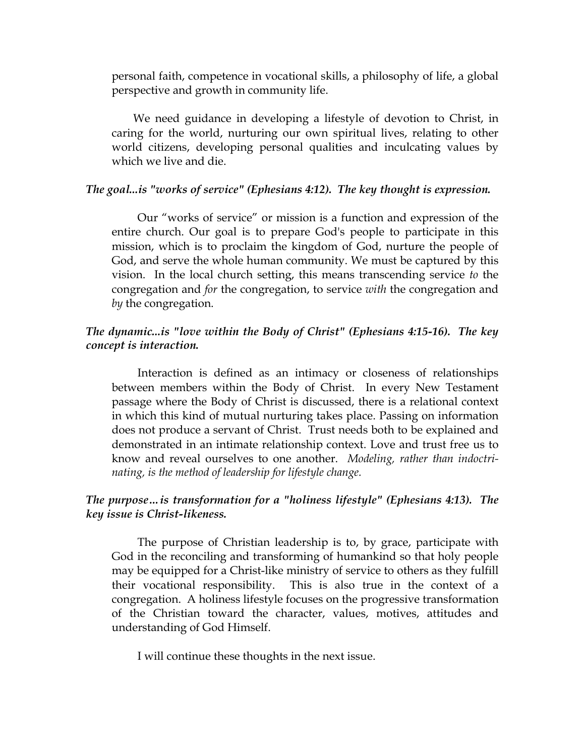personal faith, competence in vocational skills, a philosophy of life, a global perspective and growth in community life.

We need guidance in developing a lifestyle of devotion to Christ, in caring for the world, nurturing our own spiritual lives, relating to other world citizens, developing personal qualities and inculcating values by which we live and die.

***The goal...is "works of service" (Ephesians 4:12). The key thought is expression.***

Our “works of service” or mission is a function and expression of the entire church. Our goal is to prepare God's people to participate in this mission, which is to proclaim the kingdom of God, nurture the people of God, and serve the whole human community. We must be captured by this vision. In the local church setting, this means transcending service *to* the congregation and *for* the congregation, to service *with* the congregation and *by* the congregation.

***The dynamic...is "love within the Body of Christ" (Ephesians 4:15-16). The key concept is interaction.***

Interaction is defined as an intimacy or closeness of relationships between members within the Body of Christ. In every New Testament passage where the Body of Christ is discussed, there is a relational context in which this kind of mutual nurturing takes place. Passing on information does not produce a servant of Christ. Trust needs both to be explained and demonstrated in an intimate relationship context. Love and trust free us to know and reveal ourselves to one another. *Modeling, rather than indoctrinating, is the method of leadership for lifestyle change.*

***The purpose…is transformation for a "holiness lifestyle" (Ephesians 4:13). The key issue is Christ-likeness.***

The purpose of Christian leadership is to, by grace, participate with God in the reconciling and transforming of humankind so that holy people may be equipped for a Christ-like ministry of service to others as they fulfill their vocational responsibility. This is also true in the context of a congregation. A holiness lifestyle focuses on the progressive transformation of the Christian toward the character, values, motives, attitudes and understanding of God Himself.

I will continue these thoughts in the next issue.